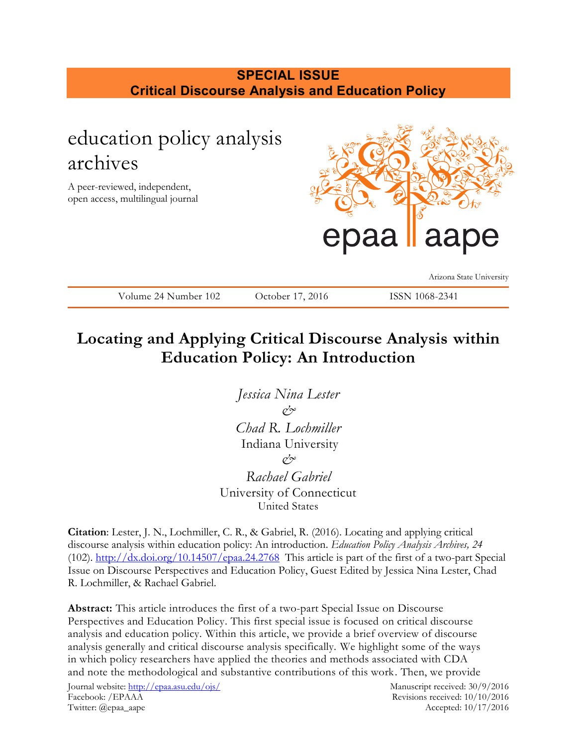**SPECIAL ISSUE**
**Critical Discourse Analysis and Education Policy**

education policy analysis archives

A peer-reviewed, independent, open access, multilingual journal

epaa aape

Arizona State University

Volume 24 Number 102 | October 17, 2016 | ISSN 1068-2341

# Locating and Applying Critical Discourse Analysis within Education Policy: An Introduction

*Jessica Nina Lester*
*&*
*Chad R. Lochmiller*
Indiana University
*&*
*Rachael Gabriel*
University of Connecticut
United States

**Citation**: Lester, J. N., Lochmiller, C. R., & Gabriel, R. (2016). Locating and applying critical discourse analysis within education policy: An introduction. *Education Policy Analysis Archives, 24* (102). http://dx.doi.org/10.14507/epaa.24.2768 This article is part of the first of a two-part Special Issue on Discourse Perspectives and Education Policy, Guest Edited by Jessica Nina Lester, Chad R. Lochmiller, & Rachael Gabriel.

**Abstract:** This article introduces the first of a two-part Special Issue on Discourse Perspectives and Education Policy. This first special issue is focused on critical discourse analysis and education policy. Within this article, we provide a brief overview of discourse analysis generally and critical discourse analysis specifically. We highlight some of the ways in which policy researchers have applied the theories and methods associated with CDA and note the methodological and substantive contributions of this work. Then, we provide

Journal website: http://epaa.asu.edu/ojs/
Facebook: /EPAAA
Twitter: @epaa_aape

Manuscript received: 30/9/2016
Revisions received: 10/10/2016
Accepted: 10/17/2016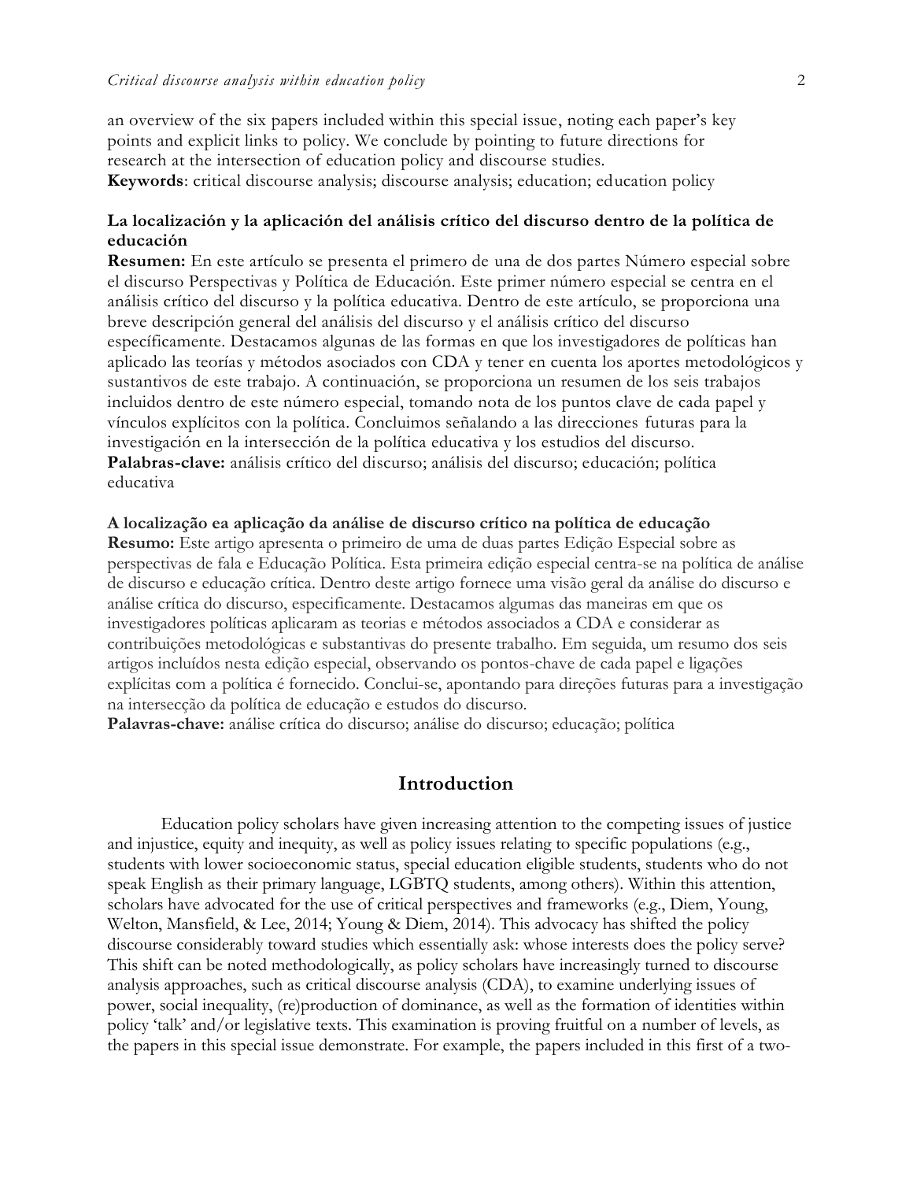an overview of the six papers included within this special issue, noting each paper's key points and explicit links to policy. We conclude by pointing to future directions for research at the intersection of education policy and discourse studies.

**Keywords**: critical discourse analysis; discourse analysis; education; education policy

**La localización y la aplicación del análisis crítico del discurso dentro de la política de educación**

**Resumen:** En este artículo se presenta el primero de una de dos partes Número especial sobre el discurso Perspectivas y Política de Educación. Este primer número especial se centra en el análisis crítico del discurso y la política educativa. Dentro de este artículo, se proporciona una breve descripción general del análisis del discurso y el análisis crítico del discurso específicamente. Destacamos algunas de las formas en que los investigadores de políticas han aplicado las teorías y métodos asociados con CDA y tener en cuenta los aportes metodológicos y sustantivos de este trabajo. A continuación, se proporciona un resumen de los seis trabajos incluidos dentro de este número especial, tomando nota de los puntos clave de cada papel y vínculos explícitos con la política. Concluimos señalando a las direcciones futuras para la investigación en la intersección de la política educativa y los estudios del discurso.

**Palabras-clave:** análisis crítico del discurso; análisis del discurso; educación; política educativa

**A localização ea aplicação da análise de discurso crítico na política de educação**

**Resumo:** Este artigo apresenta o primeiro de uma de duas partes Edição Especial sobre as perspectivas de fala e Educação Política. Esta primeira edição especial centra-se na política de análise de discurso e educação crítica. Dentro deste artigo fornece uma visão geral da análise do discurso e análise crítica do discurso, especificamente. Destacamos algumas das maneiras em que os investigadores políticas aplicaram as teorias e métodos associados a CDA e considerar as contribuições metodológicas e substantivas do presente trabalho. Em seguida, um resumo dos seis artigos incluídos nesta edição especial, observando os pontos-chave de cada papel e ligações explícitas com a política é fornecido. Conclui-se, apontando para direções futuras para a investigação na intersecção da política de educação e estudos do discurso.

**Palavras-chave:** análise crítica do discurso; análise do discurso; educação; política

## Introduction

Education policy scholars have given increasing attention to the competing issues of justice and injustice, equity and inequity, as well as policy issues relating to specific populations (e.g., students with lower socioeconomic status, special education eligible students, students who do not speak English as their primary language, LGBTQ students, among others). Within this attention, scholars have advocated for the use of critical perspectives and frameworks (e.g., Diem, Young, Welton, Mansfield, & Lee, 2014; Young & Diem, 2014). This advocacy has shifted the policy discourse considerably toward studies which essentially ask: whose interests does the policy serve? This shift can be noted methodologically, as policy scholars have increasingly turned to discourse analysis approaches, such as critical discourse analysis (CDA), to examine underlying issues of power, social inequality, (re)production of dominance, as well as the formation of identities within policy 'talk' and/or legislative texts. This examination is proving fruitful on a number of levels, as the papers in this special issue demonstrate. For example, the papers included in this first of a two-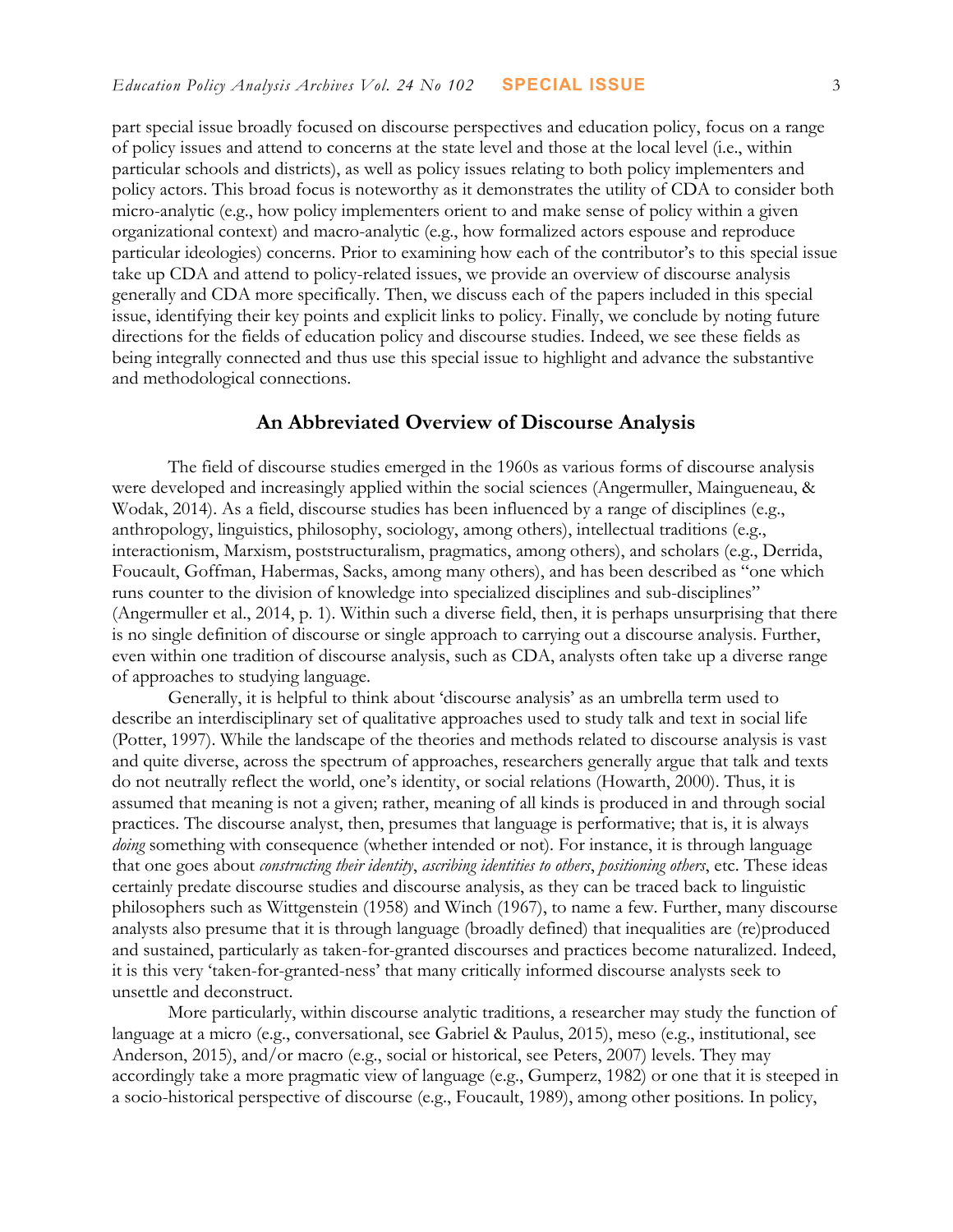part special issue broadly focused on discourse perspectives and education policy, focus on a range of policy issues and attend to concerns at the state level and those at the local level (i.e., within particular schools and districts), as well as policy issues relating to both policy implementers and policy actors. This broad focus is noteworthy as it demonstrates the utility of CDA to consider both micro-analytic (e.g., how policy implementers orient to and make sense of policy within a given organizational context) and macro-analytic (e.g., how formalized actors espouse and reproduce particular ideologies) concerns. Prior to examining how each of the contributor's to this special issue take up CDA and attend to policy-related issues, we provide an overview of discourse analysis generally and CDA more specifically. Then, we discuss each of the papers included in this special issue, identifying their key points and explicit links to policy. Finally, we conclude by noting future directions for the fields of education policy and discourse studies. Indeed, we see these fields as being integrally connected and thus use this special issue to highlight and advance the substantive and methodological connections.

## An Abbreviated Overview of Discourse Analysis

The field of discourse studies emerged in the 1960s as various forms of discourse analysis were developed and increasingly applied within the social sciences (Angermuller, Maingueneau, & Wodak, 2014). As a field, discourse studies has been influenced by a range of disciplines (e.g., anthropology, linguistics, philosophy, sociology, among others), intellectual traditions (e.g., interactionism, Marxism, poststructuralism, pragmatics, among others), and scholars (e.g., Derrida, Foucault, Goffman, Habermas, Sacks, among many others), and has been described as "one which runs counter to the division of knowledge into specialized disciplines and sub-disciplines" (Angermuller et al., 2014, p. 1). Within such a diverse field, then, it is perhaps unsurprising that there is no single definition of discourse or single approach to carrying out a discourse analysis. Further, even within one tradition of discourse analysis, such as CDA, analysts often take up a diverse range of approaches to studying language.

Generally, it is helpful to think about 'discourse analysis' as an umbrella term used to describe an interdisciplinary set of qualitative approaches used to study talk and text in social life (Potter, 1997). While the landscape of the theories and methods related to discourse analysis is vast and quite diverse, across the spectrum of approaches, researchers generally argue that talk and texts do not neutrally reflect the world, one's identity, or social relations (Howarth, 2000). Thus, it is assumed that meaning is not a given; rather, meaning of all kinds is produced in and through social practices. The discourse analyst, then, presumes that language is performative; that is, it is always *doing* something with consequence (whether intended or not). For instance, it is through language that one goes about *constructing their identity*, *ascribing identities to others*, *positioning others*, etc. These ideas certainly predate discourse studies and discourse analysis, as they can be traced back to linguistic philosophers such as Wittgenstein (1958) and Winch (1967), to name a few. Further, many discourse analysts also presume that it is through language (broadly defined) that inequalities are (re)produced and sustained, particularly as taken-for-granted discourses and practices become naturalized. Indeed, it is this very 'taken-for-granted-ness' that many critically informed discourse analysts seek to unsettle and deconstruct.

More particularly, within discourse analytic traditions, a researcher may study the function of language at a micro (e.g., conversational, see Gabriel & Paulus, 2015), meso (e.g., institutional, see Anderson, 2015), and/or macro (e.g., social or historical, see Peters, 2007) levels. They may accordingly take a more pragmatic view of language (e.g., Gumperz, 1982) or one that it is steeped in a socio-historical perspective of discourse (e.g., Foucault, 1989), among other positions. In policy,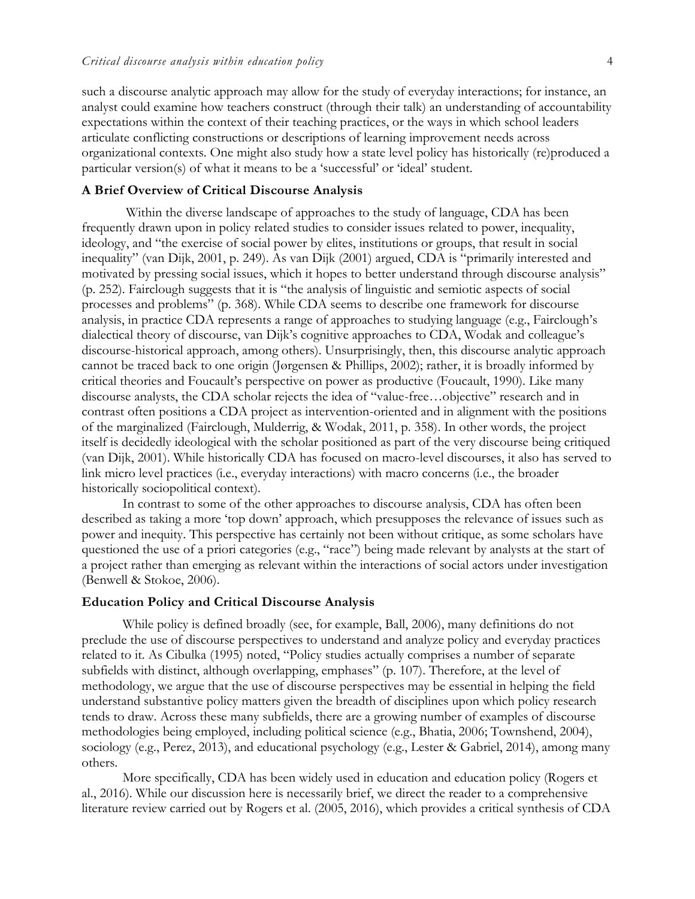such a discourse analytic approach may allow for the study of everyday interactions; for instance, an analyst could examine how teachers construct (through their talk) an understanding of accountability expectations within the context of their teaching practices, or the ways in which school leaders articulate conflicting constructions or descriptions of learning improvement needs across organizational contexts. One might also study how a state level policy has historically (re)produced a particular version(s) of what it means to be a 'successful' or 'ideal' student.

## A Brief Overview of Critical Discourse Analysis

Within the diverse landscape of approaches to the study of language, CDA has been frequently drawn upon in policy related studies to consider issues related to power, inequality, ideology, and "the exercise of social power by elites, institutions or groups, that result in social inequality" (van Dijk, 2001, p. 249). As van Dijk (2001) argued, CDA is "primarily interested and motivated by pressing social issues, which it hopes to better understand through discourse analysis" (p. 252). Fairclough suggests that it is "the analysis of linguistic and semiotic aspects of social processes and problems" (p. 368). While CDA seems to describe one framework for discourse analysis, in practice CDA represents a range of approaches to studying language (e.g., Fairclough's dialectical theory of discourse, van Dijk's cognitive approaches to CDA, Wodak and colleague's discourse-historical approach, among others). Unsurprisingly, then, this discourse analytic approach cannot be traced back to one origin (Jørgensen & Phillips, 2002); rather, it is broadly informed by critical theories and Foucault's perspective on power as productive (Foucault, 1990). Like many discourse analysts, the CDA scholar rejects the idea of "value-free…objective" research and in contrast often positions a CDA project as intervention-oriented and in alignment with the positions of the marginalized (Fairclough, Mulderrig, & Wodak, 2011, p. 358). In other words, the project itself is decidedly ideological with the scholar positioned as part of the very discourse being critiqued (van Dijk, 2001). While historically CDA has focused on macro-level discourses, it also has served to link micro level practices (i.e., everyday interactions) with macro concerns (i.e., the broader historically sociopolitical context).

In contrast to some of the other approaches to discourse analysis, CDA has often been described as taking a more 'top down' approach, which presupposes the relevance of issues such as power and inequity. This perspective has certainly not been without critique, as some scholars have questioned the use of a priori categories (e.g., "race") being made relevant by analysts at the start of a project rather than emerging as relevant within the interactions of social actors under investigation (Benwell & Stokoe, 2006).

## Education Policy and Critical Discourse Analysis

While policy is defined broadly (see, for example, Ball, 2006), many definitions do not preclude the use of discourse perspectives to understand and analyze policy and everyday practices related to it. As Cibulka (1995) noted, "Policy studies actually comprises a number of separate subfields with distinct, although overlapping, emphases" (p. 107). Therefore, at the level of methodology, we argue that the use of discourse perspectives may be essential in helping the field understand substantive policy matters given the breadth of disciplines upon which policy research tends to draw. Across these many subfields, there are a growing number of examples of discourse methodologies being employed, including political science (e.g., Bhatia, 2006; Townshend, 2004), sociology (e.g., Perez, 2013), and educational psychology (e.g., Lester & Gabriel, 2014), among many others.

More specifically, CDA has been widely used in education and education policy (Rogers et al., 2016). While our discussion here is necessarily brief, we direct the reader to a comprehensive literature review carried out by Rogers et al. (2005, 2016), which provides a critical synthesis of CDA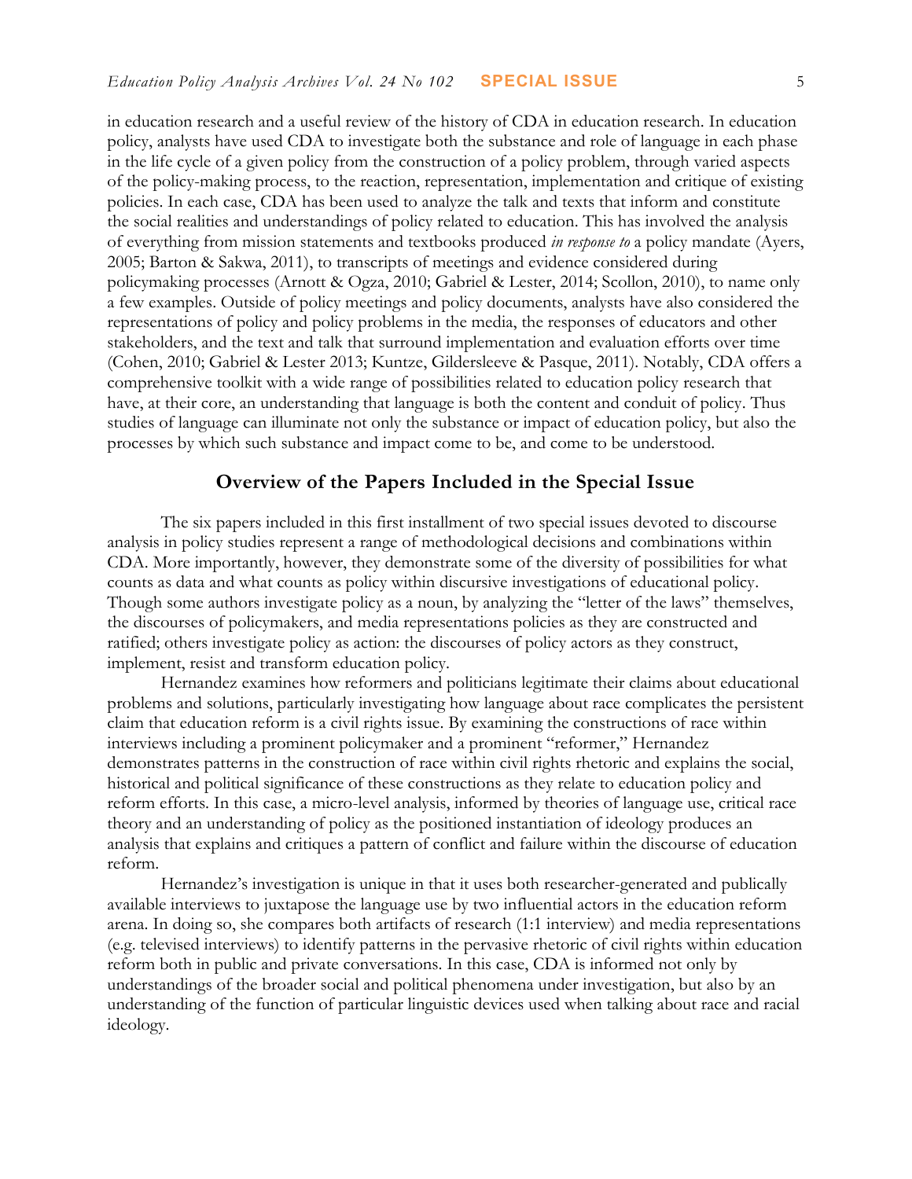in education research and a useful review of the history of CDA in education research. In education policy, analysts have used CDA to investigate both the substance and role of language in each phase in the life cycle of a given policy from the construction of a policy problem, through varied aspects of the policy-making process, to the reaction, representation, implementation and critique of existing policies. In each case, CDA has been used to analyze the talk and texts that inform and constitute the social realities and understandings of policy related to education. This has involved the analysis of everything from mission statements and textbooks produced *in response to* a policy mandate (Ayers, 2005; Barton & Sakwa, 2011), to transcripts of meetings and evidence considered during policymaking processes (Arnott & Ogza, 2010; Gabriel & Lester, 2014; Scollon, 2010), to name only a few examples. Outside of policy meetings and policy documents, analysts have also considered the representations of policy and policy problems in the media, the responses of educators and other stakeholders, and the text and talk that surround implementation and evaluation efforts over time (Cohen, 2010; Gabriel & Lester 2013; Kuntze, Gildersleeve & Pasque, 2011). Notably, CDA offers a comprehensive toolkit with a wide range of possibilities related to education policy research that have, at their core, an understanding that language is both the content and conduit of policy. Thus studies of language can illuminate not only the substance or impact of education policy, but also the processes by which such substance and impact come to be, and come to be understood.

## Overview of the Papers Included in the Special Issue

The six papers included in this first installment of two special issues devoted to discourse analysis in policy studies represent a range of methodological decisions and combinations within CDA. More importantly, however, they demonstrate some of the diversity of possibilities for what counts as data and what counts as policy within discursive investigations of educational policy. Though some authors investigate policy as a noun, by analyzing the "letter of the laws" themselves, the discourses of policymakers, and media representations policies as they are constructed and ratified; others investigate policy as action: the discourses of policy actors as they construct, implement, resist and transform education policy.

Hernandez examines how reformers and politicians legitimate their claims about educational problems and solutions, particularly investigating how language about race complicates the persistent claim that education reform is a civil rights issue. By examining the constructions of race within interviews including a prominent policymaker and a prominent "reformer," Hernandez demonstrates patterns in the construction of race within civil rights rhetoric and explains the social, historical and political significance of these constructions as they relate to education policy and reform efforts. In this case, a micro-level analysis, informed by theories of language use, critical race theory and an understanding of policy as the positioned instantiation of ideology produces an analysis that explains and critiques a pattern of conflict and failure within the discourse of education reform.

Hernandez's investigation is unique in that it uses both researcher-generated and publically available interviews to juxtapose the language use by two influential actors in the education reform arena. In doing so, she compares both artifacts of research (1:1 interview) and media representations (e.g. televised interviews) to identify patterns in the pervasive rhetoric of civil rights within education reform both in public and private conversations. In this case, CDA is informed not only by understandings of the broader social and political phenomena under investigation, but also by an understanding of the function of particular linguistic devices used when talking about race and racial ideology.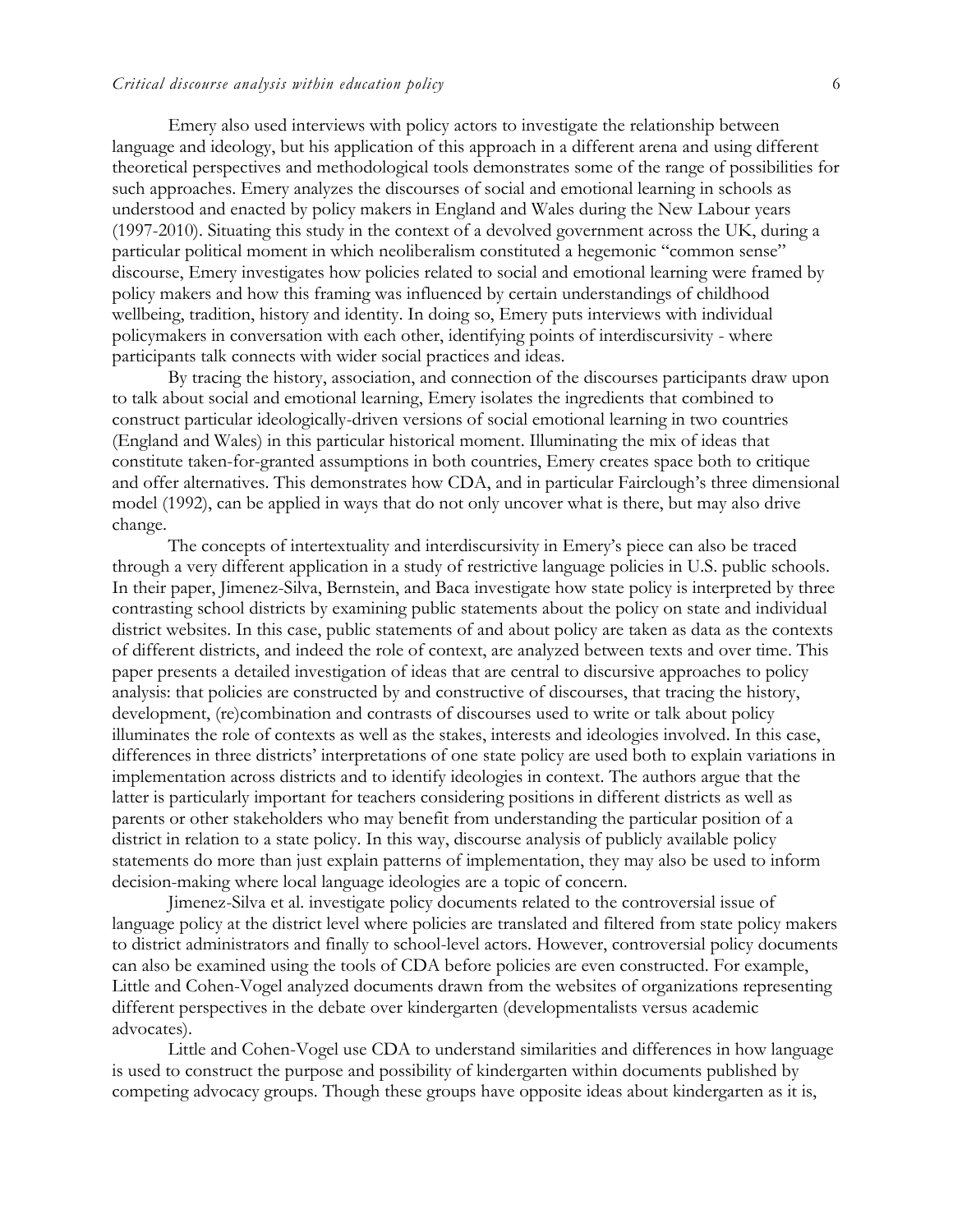Emery also used interviews with policy actors to investigate the relationship between language and ideology, but his application of this approach in a different arena and using different theoretical perspectives and methodological tools demonstrates some of the range of possibilities for such approaches. Emery analyzes the discourses of social and emotional learning in schools as understood and enacted by policy makers in England and Wales during the New Labour years (1997-2010). Situating this study in the context of a devolved government across the UK, during a particular political moment in which neoliberalism constituted a hegemonic "common sense" discourse, Emery investigates how policies related to social and emotional learning were framed by policy makers and how this framing was influenced by certain understandings of childhood wellbeing, tradition, history and identity. In doing so, Emery puts interviews with individual policymakers in conversation with each other, identifying points of interdiscursivity - where participants talk connects with wider social practices and ideas.

By tracing the history, association, and connection of the discourses participants draw upon to talk about social and emotional learning, Emery isolates the ingredients that combined to construct particular ideologically-driven versions of social emotional learning in two countries (England and Wales) in this particular historical moment. Illuminating the mix of ideas that constitute taken-for-granted assumptions in both countries, Emery creates space both to critique and offer alternatives. This demonstrates how CDA, and in particular Fairclough's three dimensional model (1992), can be applied in ways that do not only uncover what is there, but may also drive change.

The concepts of intertextuality and interdiscursivity in Emery's piece can also be traced through a very different application in a study of restrictive language policies in U.S. public schools. In their paper, Jimenez-Silva, Bernstein, and Baca investigate how state policy is interpreted by three contrasting school districts by examining public statements about the policy on state and individual district websites. In this case, public statements of and about policy are taken as data as the contexts of different districts, and indeed the role of context, are analyzed between texts and over time. This paper presents a detailed investigation of ideas that are central to discursive approaches to policy analysis: that policies are constructed by and constructive of discourses, that tracing the history, development, (re)combination and contrasts of discourses used to write or talk about policy illuminates the role of contexts as well as the stakes, interests and ideologies involved. In this case, differences in three districts' interpretations of one state policy are used both to explain variations in implementation across districts and to identify ideologies in context. The authors argue that the latter is particularly important for teachers considering positions in different districts as well as parents or other stakeholders who may benefit from understanding the particular position of a district in relation to a state policy. In this way, discourse analysis of publicly available policy statements do more than just explain patterns of implementation, they may also be used to inform decision-making where local language ideologies are a topic of concern.

Jimenez-Silva et al. investigate policy documents related to the controversial issue of language policy at the district level where policies are translated and filtered from state policy makers to district administrators and finally to school-level actors. However, controversial policy documents can also be examined using the tools of CDA before policies are even constructed. For example, Little and Cohen-Vogel analyzed documents drawn from the websites of organizations representing different perspectives in the debate over kindergarten (developmentalists versus academic advocates).

Little and Cohen-Vogel use CDA to understand similarities and differences in how language is used to construct the purpose and possibility of kindergarten within documents published by competing advocacy groups. Though these groups have opposite ideas about kindergarten as it is,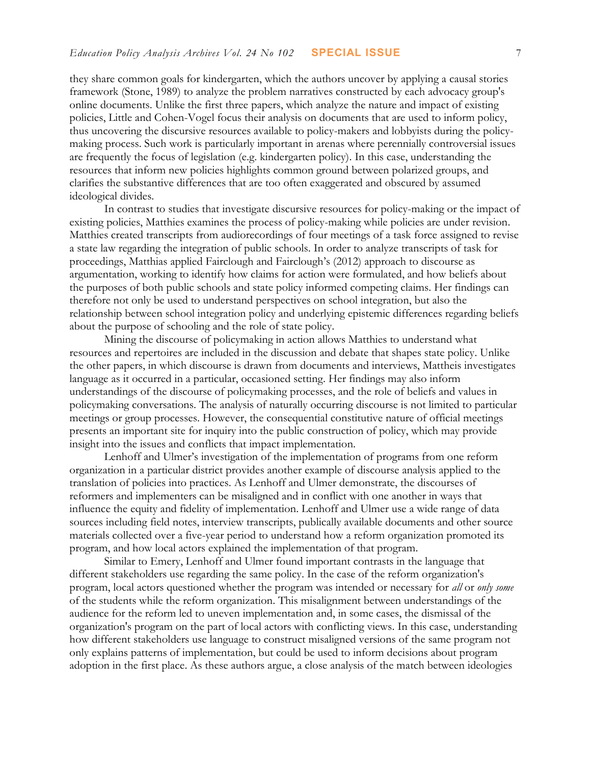they share common goals for kindergarten, which the authors uncover by applying a causal stories framework (Stone, 1989) to analyze the problem narratives constructed by each advocacy group's online documents. Unlike the first three papers, which analyze the nature and impact of existing policies, Little and Cohen-Vogel focus their analysis on documents that are used to inform policy, thus uncovering the discursive resources available to policy-makers and lobbyists during the policy-making process. Such work is particularly important in arenas where perennially controversial issues are frequently the focus of legislation (e.g. kindergarten policy). In this case, understanding the resources that inform new policies highlights common ground between polarized groups, and clarifies the substantive differences that are too often exaggerated and obscured by assumed ideological divides.

In contrast to studies that investigate discursive resources for policy-making or the impact of existing policies, Matthies examines the process of policy-making while policies are under revision. Matthies created transcripts from audiorecordings of four meetings of a task force assigned to revise a state law regarding the integration of public schools. In order to analyze transcripts of task for proceedings, Matthias applied Fairclough and Fairclough's (2012) approach to discourse as argumentation, working to identify how claims for action were formulated, and how beliefs about the purposes of both public schools and state policy informed competing claims. Her findings can therefore not only be used to understand perspectives on school integration, but also the relationship between school integration policy and underlying epistemic differences regarding beliefs about the purpose of schooling and the role of state policy.

Mining the discourse of policymaking in action allows Matthies to understand what resources and repertoires are included in the discussion and debate that shapes state policy. Unlike the other papers, in which discourse is drawn from documents and interviews, Mattheis investigates language as it occurred in a particular, occasioned setting. Her findings may also inform understandings of the discourse of policymaking processes, and the role of beliefs and values in policymaking conversations. The analysis of naturally occurring discourse is not limited to particular meetings or group processes. However, the consequential constitutive nature of official meetings presents an important site for inquiry into the public construction of policy, which may provide insight into the issues and conflicts that impact implementation.

Lenhoff and Ulmer's investigation of the implementation of programs from one reform organization in a particular district provides another example of discourse analysis applied to the translation of policies into practices. As Lenhoff and Ulmer demonstrate, the discourses of reformers and implementers can be misaligned and in conflict with one another in ways that influence the equity and fidelity of implementation. Lenhoff and Ulmer use a wide range of data sources including field notes, interview transcripts, publically available documents and other source materials collected over a five-year period to understand how a reform organization promoted its program, and how local actors explained the implementation of that program.

Similar to Emery, Lenhoff and Ulmer found important contrasts in the language that different stakeholders use regarding the same policy. In the case of the reform organization's program, local actors questioned whether the program was intended or necessary for *all* or *only some* of the students while the reform organization. This misalignment between understandings of the audience for the reform led to uneven implementation and, in some cases, the dismissal of the organization's program on the part of local actors with conflicting views. In this case, understanding how different stakeholders use language to construct misaligned versions of the same program not only explains patterns of implementation, but could be used to inform decisions about program adoption in the first place. As these authors argue, a close analysis of the match between ideologies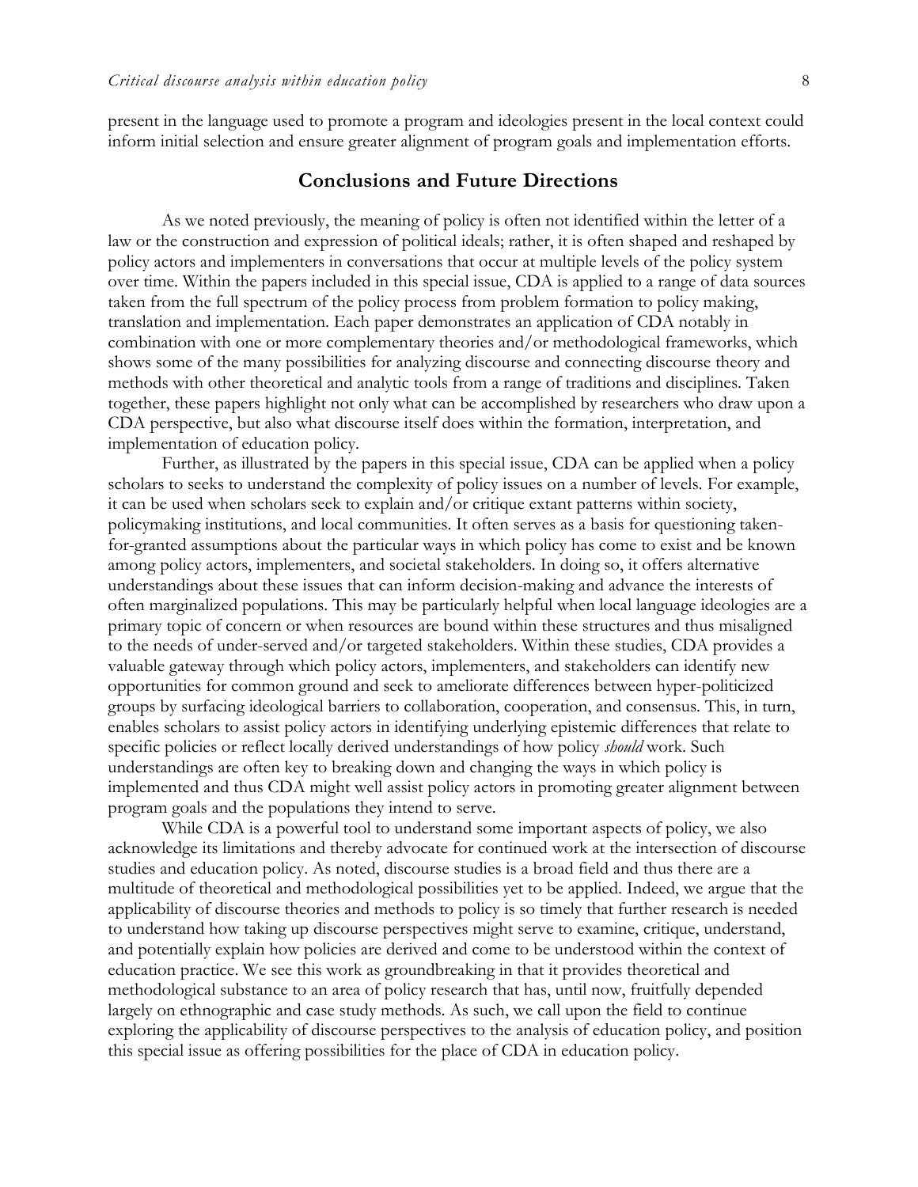present in the language used to promote a program and ideologies present in the local context could inform initial selection and ensure greater alignment of program goals and implementation efforts.

## Conclusions and Future Directions

As we noted previously, the meaning of policy is often not identified within the letter of a law or the construction and expression of political ideals; rather, it is often shaped and reshaped by policy actors and implementers in conversations that occur at multiple levels of the policy system over time. Within the papers included in this special issue, CDA is applied to a range of data sources taken from the full spectrum of the policy process from problem formation to policy making, translation and implementation. Each paper demonstrates an application of CDA notably in combination with one or more complementary theories and/or methodological frameworks, which shows some of the many possibilities for analyzing discourse and connecting discourse theory and methods with other theoretical and analytic tools from a range of traditions and disciplines. Taken together, these papers highlight not only what can be accomplished by researchers who draw upon a CDA perspective, but also what discourse itself does within the formation, interpretation, and implementation of education policy.

Further, as illustrated by the papers in this special issue, CDA can be applied when a policy scholars to seeks to understand the complexity of policy issues on a number of levels. For example, it can be used when scholars seek to explain and/or critique extant patterns within society, policymaking institutions, and local communities. It often serves as a basis for questioning taken-for-granted assumptions about the particular ways in which policy has come to exist and be known among policy actors, implementers, and societal stakeholders. In doing so, it offers alternative understandings about these issues that can inform decision-making and advance the interests of often marginalized populations. This may be particularly helpful when local language ideologies are a primary topic of concern or when resources are bound within these structures and thus misaligned to the needs of under-served and/or targeted stakeholders. Within these studies, CDA provides a valuable gateway through which policy actors, implementers, and stakeholders can identify new opportunities for common ground and seek to ameliorate differences between hyper-politicized groups by surfacing ideological barriers to collaboration, cooperation, and consensus. This, in turn, enables scholars to assist policy actors in identifying underlying epistemic differences that relate to specific policies or reflect locally derived understandings of how policy *should* work. Such understandings are often key to breaking down and changing the ways in which policy is implemented and thus CDA might well assist policy actors in promoting greater alignment between program goals and the populations they intend to serve.

While CDA is a powerful tool to understand some important aspects of policy, we also acknowledge its limitations and thereby advocate for continued work at the intersection of discourse studies and education policy. As noted, discourse studies is a broad field and thus there are a multitude of theoretical and methodological possibilities yet to be applied. Indeed, we argue that the applicability of discourse theories and methods to policy is so timely that further research is needed to understand how taking up discourse perspectives might serve to examine, critique, understand, and potentially explain how policies are derived and come to be understood within the context of education practice. We see this work as groundbreaking in that it provides theoretical and methodological substance to an area of policy research that has, until now, fruitfully depended largely on ethnographic and case study methods. As such, we call upon the field to continue exploring the applicability of discourse perspectives to the analysis of education policy, and position this special issue as offering possibilities for the place of CDA in education policy.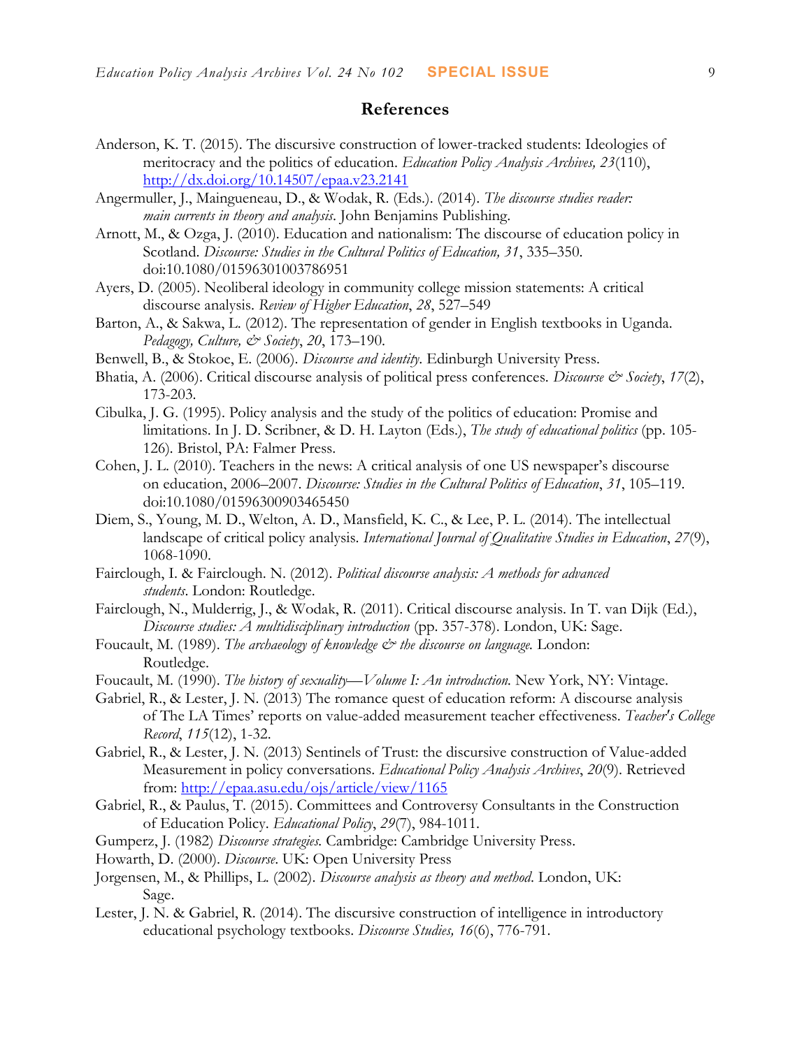## References

Anderson, K. T. (2015). The discursive construction of lower-tracked students: Ideologies of meritocracy and the politics of education. *Education Policy Analysis Archives, 23*(110), http://dx.doi.org/10.14507/epaa.v23.2141

Angermuller, J., Maingueneau, D., & Wodak, R. (Eds.). (2014). *The discourse studies reader: main currents in theory and analysis*. John Benjamins Publishing.

Arnott, M., & Ozga, J. (2010). Education and nationalism: The discourse of education policy in Scotland. *Discourse: Studies in the Cultural Politics of Education, 31*, 335–350. doi:10.1080/01596301003786951

Ayers, D. (2005). Neoliberal ideology in community college mission statements: A critical discourse analysis. *Review of Higher Education*, *28*, 527–549

Barton, A., & Sakwa, L. (2012). The representation of gender in English textbooks in Uganda. *Pedagogy, Culture, & Society*, *20*, 173–190.

Benwell, B., & Stokoe, E. (2006). *Discourse and identity.* Edinburgh University Press.

Bhatia, A. (2006). Critical discourse analysis of political press conferences. *Discourse & Society*, *17*(2), 173-203.

Cibulka, J. G. (1995). Policy analysis and the study of the politics of education: Promise and limitations. In J. D. Scribner, & D. H. Layton (Eds.), *The study of educational politics* (pp. 105-126). Bristol, PA: Falmer Press.

Cohen, J. L. (2010). Teachers in the news: A critical analysis of one US newspaper's discourse on education, 2006–2007. *Discourse: Studies in the Cultural Politics of Education*, *31*, 105–119. doi:10.1080/01596300903465450

Diem, S., Young, M. D., Welton, A. D., Mansfield, K. C., & Lee, P. L. (2014). The intellectual landscape of critical policy analysis. *International Journal of Qualitative Studies in Education*, *27*(9), 1068-1090.

Fairclough, I. & Fairclough. N. (2012). *Political discourse analysis: A methods for advanced students*. London: Routledge.

Fairclough, N., Mulderrig, J., & Wodak, R. (2011). Critical discourse analysis. In T. van Dijk (Ed.), *Discourse studies: A multidisciplinary introduction* (pp. 357-378). London, UK: Sage.

Foucault, M. (1989). *The archaeology of knowledge & the discourse on language.* London: Routledge.

Foucault, M. (1990). *The history of sexuality—Volume I: An introduction.* New York, NY: Vintage.

Gabriel, R., & Lester, J. N. (2013) The romance quest of education reform: A discourse analysis of The LA Times' reports on value-added measurement teacher effectiveness. *Teacher's College Record*, *115*(12), 1-32.

Gabriel, R., & Lester, J. N. (2013) Sentinels of Trust: the discursive construction of Value-added Measurement in policy conversations. *Educational Policy Analysis Archives*, *20*(9). Retrieved from: http://epaa.asu.edu/ojs/article/view/1165

Gabriel, R., & Paulus, T. (2015). Committees and Controversy Consultants in the Construction of Education Policy. *Educational Policy*, *29*(7), 984-1011.

Gumperz, J. (1982) *Discourse strategies.* Cambridge: Cambridge University Press.

Howarth, D. (2000). *Discourse*. UK: Open University Press

Jorgensen, M., & Phillips, L. (2002). *Discourse analysis as theory and method*. London, UK: Sage.

Lester, J. N. & Gabriel, R. (2014). The discursive construction of intelligence in introductory educational psychology textbooks. *Discourse Studies, 16*(6), 776-791.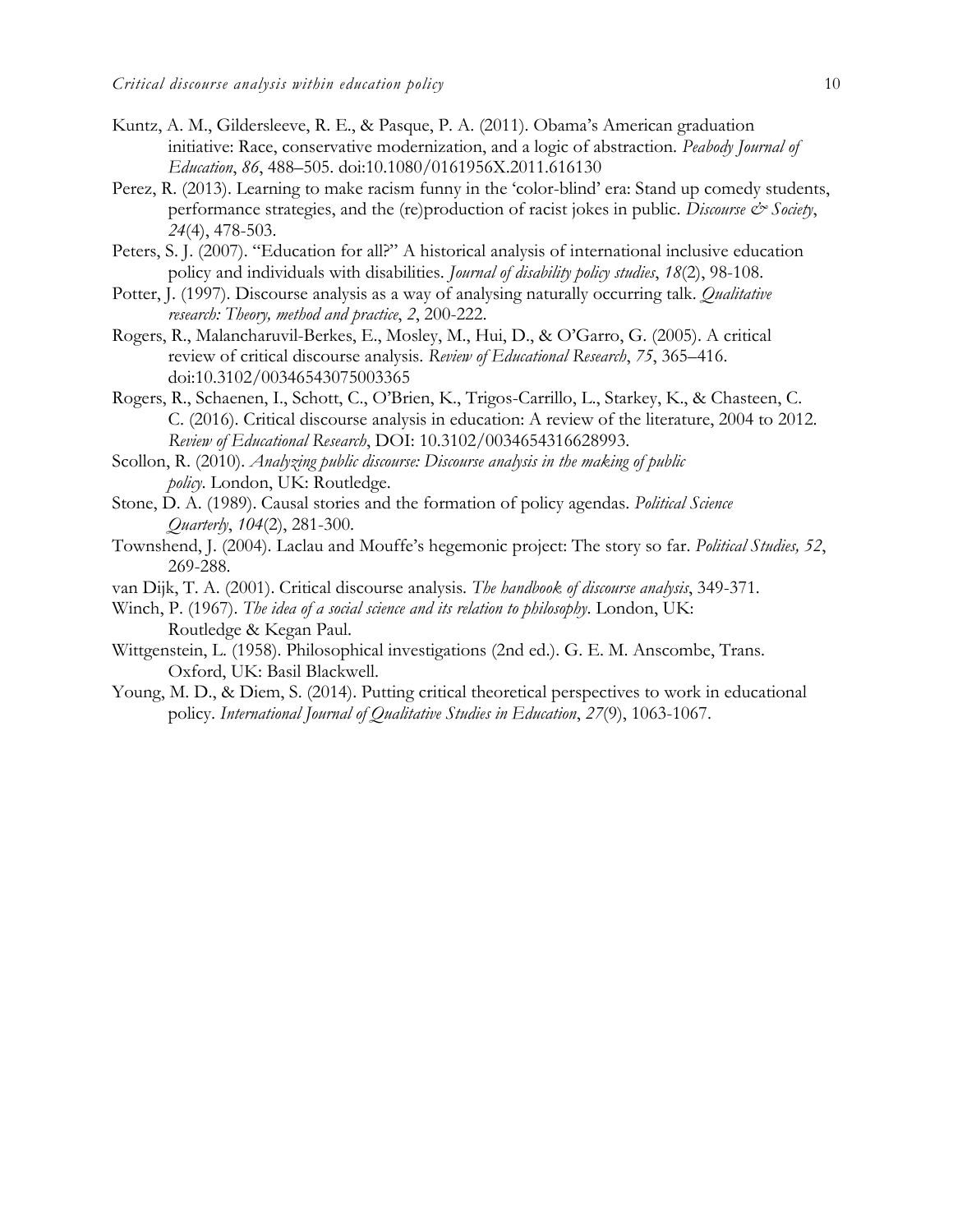Kuntz, A. M., Gildersleeve, R. E., & Pasque, P. A. (2011). Obama's American graduation initiative: Race, conservative modernization, and a logic of abstraction. *Peabody Journal of Education*, *86*, 488–505. doi:10.1080/0161956X.2011.616130

Perez, R. (2013). Learning to make racism funny in the 'color-blind' era: Stand up comedy students, performance strategies, and the (re)production of racist jokes in public. *Discourse & Society*, *24*(4), 478-503.

Peters, S. J. (2007). "Education for all?" A historical analysis of international inclusive education policy and individuals with disabilities. *Journal of disability policy studies*, *18*(2), 98-108.

Potter, J. (1997). Discourse analysis as a way of analysing naturally occurring talk. *Qualitative research: Theory, method and practice*, *2*, 200-222.

Rogers, R., Malancharuvil-Berkes, E., Mosley, M., Hui, D., & O'Garro, G. (2005). A critical review of critical discourse analysis. *Review of Educational Research*, *75*, 365–416. doi:10.3102/00346543075003365

Rogers, R., Schaenen, I., Schott, C., O'Brien, K., Trigos-Carrillo, L., Starkey, K., & Chasteen, C. C. (2016). Critical discourse analysis in education: A review of the literature, 2004 to 2012. *Review of Educational Research*, DOI: 10.3102/0034654316628993.

Scollon, R. (2010). *Analyzing public discourse: Discourse analysis in the making of public policy*. London, UK: Routledge.

Stone, D. A. (1989). Causal stories and the formation of policy agendas. *Political Science Quarterly*, *104*(2), 281-300.

Townshend, J. (2004). Laclau and Mouffe's hegemonic project: The story so far. *Political Studies, 52*, 269-288.

van Dijk, T. A. (2001). Critical discourse analysis. *The handbook of discourse analysis*, 349-371.

Winch, P. (1967). *The idea of a social science and its relation to philosophy*. London, UK: Routledge & Kegan Paul.

Wittgenstein, L. (1958). Philosophical investigations (2nd ed.). G. E. M. Anscombe, Trans. Oxford, UK: Basil Blackwell.

Young, M. D., & Diem, S. (2014). Putting critical theoretical perspectives to work in educational policy. *International Journal of Qualitative Studies in Education*, *27*(9), 1063-1067.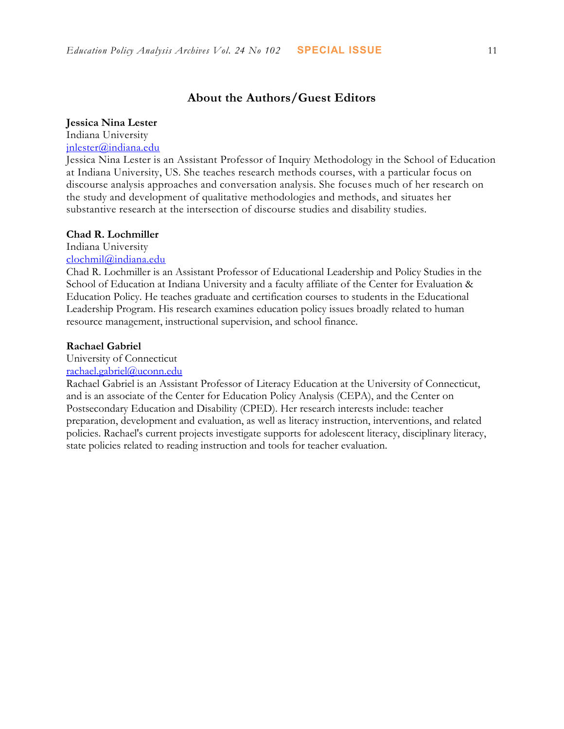## About the Authors/Guest Editors

**Jessica Nina Lester**
Indiana University
jnlester@indiana.edu
Jessica Nina Lester is an Assistant Professor of Inquiry Methodology in the School of Education at Indiana University, US. She teaches research methods courses, with a particular focus on discourse analysis approaches and conversation analysis. She focuses much of her research on the study and development of qualitative methodologies and methods, and situates her substantive research at the intersection of discourse studies and disability studies.

**Chad R. Lochmiller**
Indiana University
clochmil@indiana.edu
Chad R. Lochmiller is an Assistant Professor of Educational Leadership and Policy Studies in the School of Education at Indiana University and a faculty affiliate of the Center for Evaluation & Education Policy. He teaches graduate and certification courses to students in the Educational Leadership Program. His research examines education policy issues broadly related to human resource management, instructional supervision, and school finance.

**Rachael Gabriel**
University of Connecticut
rachael.gabriel@uconn.edu
Rachael Gabriel is an Assistant Professor of Literacy Education at the University of Connecticut, and is an associate of the Center for Education Policy Analysis (CEPA), and the Center on Postsecondary Education and Disability (CPED). Her research interests include: teacher preparation, development and evaluation, as well as literacy instruction, interventions, and related policies. Rachael's current projects investigate supports for adolescent literacy, disciplinary literacy, state policies related to reading instruction and tools for teacher evaluation.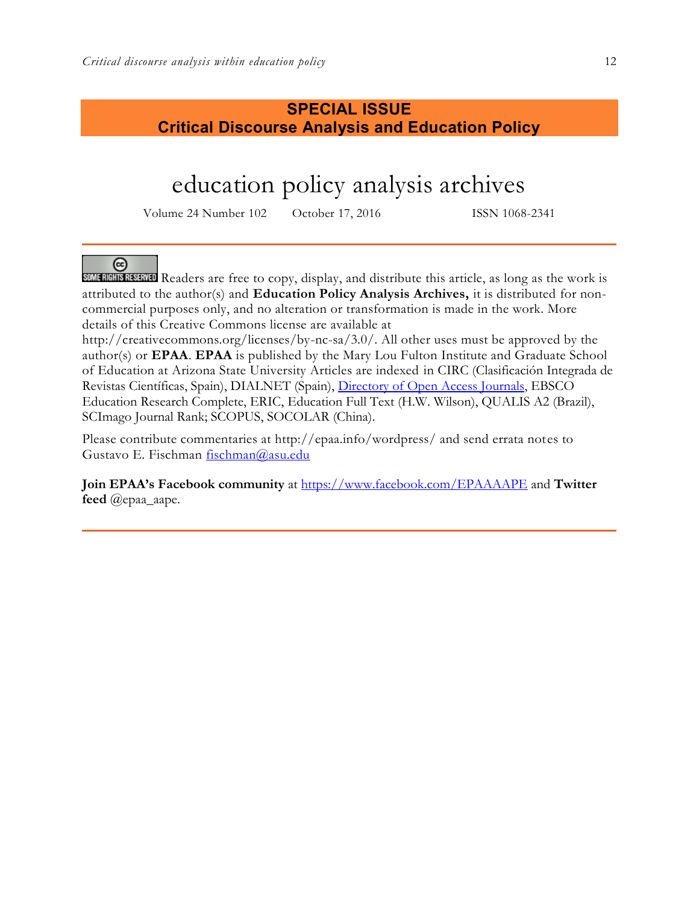**SPECIAL ISSUE**
**Critical Discourse Analysis and Education Policy**

# education policy analysis archives

Volume 24 Number 102 October 17, 2016 ISSN 1068-2341

---

SOME RIGHTS RESERVED Readers are free to copy, display, and distribute this article, as long as the work is attributed to the author(s) and **Education Policy Analysis Archives,** it is distributed for non-commercial purposes only, and no alteration or transformation is made in the work. More details of this Creative Commons license are available at http://creativecommons.org/licenses/by-nc-sa/3.0/. All other uses must be approved by the author(s) or **EPAA**. **EPAA** is published by the Mary Lou Fulton Institute and Graduate School of Education at Arizona State University Articles are indexed in CIRC (Clasificación Integrada de Revistas Científicas, Spain), DIALNET (Spain), Directory of Open Access Journals, EBSCO Education Research Complete, ERIC, Education Full Text (H.W. Wilson), QUALIS A2 (Brazil), SCImago Journal Rank; SCOPUS, SOCOLAR (China).

Please contribute commentaries at http://epaa.info/wordpress/ and send errata notes to Gustavo E. Fischman fischman@asu.edu

**Join EPAA's Facebook community** at https://www.facebook.com/EPAAAAPE and **Twitter feed** @epaa_aape.

---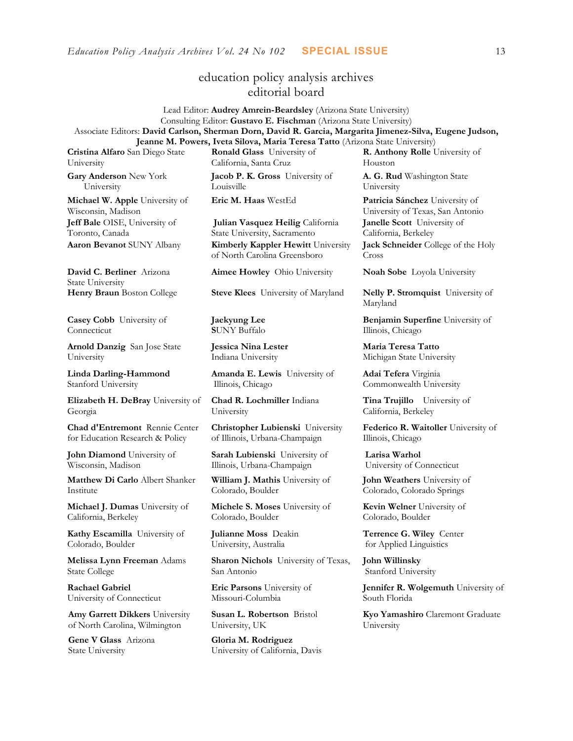# education policy analysis archives editorial board

Lead Editor: **Audrey Amrein-Beardsley** (Arizona State University)
Consulting Editor: **Gustavo E. Fischman** (Arizona State University)
Associate Editors: **David Carlson, Sherman Dorn, David R. Garcia, Margarita Jimenez-Silva, Eugene Judson, Jeanne M. Powers, Iveta Silova, Maria Teresa Tatto** (Arizona State University)

**Cristina Alfaro** San Diego State University

**Gary Anderson** New York University

**Michael W. Apple** University of Wisconsin, Madison

**Jeff Bale** OISE, University of Toronto, Canada

**Aaron Bevanot** SUNY Albany

**David C. Berliner** Arizona State University

**Henry Braun** Boston College

**Casey Cobb** University of Connecticut

**Arnold Danzig** San Jose State University

**Linda Darling-Hammond** Stanford University

**Elizabeth H. DeBray** University of Georgia

**Chad d'Entremont** Rennie Center for Education Research & Policy

**John Diamond** University of Wisconsin, Madison

**Matthew Di Carlo** Albert Shanker Institute

**Michael J. Dumas** University of California, Berkeley

**Kathy Escamilla** University of Colorado, Boulder

**Melissa Lynn Freeman** Adams State College

**Rachael Gabriel** University of Connecticut

**Amy Garrett Dikkers** University of North Carolina, Wilmington

**Gene V Glass** Arizona State University

**Ronald Glass** University of California, Santa Cruz

**Jacob P. K. Gross** University of Louisville

**Eric M. Haas** WestEd

**Julian Vasquez Heilig** California State University, Sacramento

**Kimberly Kappler Hewitt** University of North Carolina Greensboro

**Aimee Howley** Ohio University

**Steve Klees** University of Maryland

**Jaekyung Lee** SUNY Buffalo

**Jessica Nina Lester** Indiana University

**Amanda E. Lewis** University of Illinois, Chicago

**Chad R. Lochmiller** Indiana University

**Christopher Lubienski** University of Illinois, Urbana-Champaign

**Sarah Lubienski** University of Illinois, Urbana-Champaign

**William J. Mathis** University of Colorado, Boulder

**Michele S. Moses** University of Colorado, Boulder

**Julianne Moss** Deakin University, Australia

**Sharon Nichols** University of Texas, San Antonio

**Eric Parsons** University of Missouri-Columbia

**Susan L. Robertson** Bristol University, UK

**Gloria M. Rodriguez** University of California, Davis

**R. Anthony Rolle** University of Houston

**A. G. Rud** Washington State University

**Patricia Sánchez** University of University of Texas, San Antonio

**Janelle Scott** University of California, Berkeley

**Jack Schneider** College of the Holy Cross

**Noah Sobe** Loyola University

**Nelly P. Stromquist** University of Maryland

**Benjamin Superfine** University of Illinois, Chicago

**Maria Teresa Tatto** Michigan State University

**Adai Tefera** Virginia Commonwealth University

**Tina Trujillo** University of California, Berkeley

**Federico R. Waitoller** University of Illinois, Chicago

**Larisa Warhol** University of Connecticut

**John Weathers** University of Colorado, Colorado Springs

**Kevin Welner** University of Colorado, Boulder

**Terrence G. Wiley** Center for Applied Linguistics

**John Willinsky** Stanford University

**Jennifer R. Wolgemuth** University of South Florida

**Kyo Yamashiro** Claremont Graduate University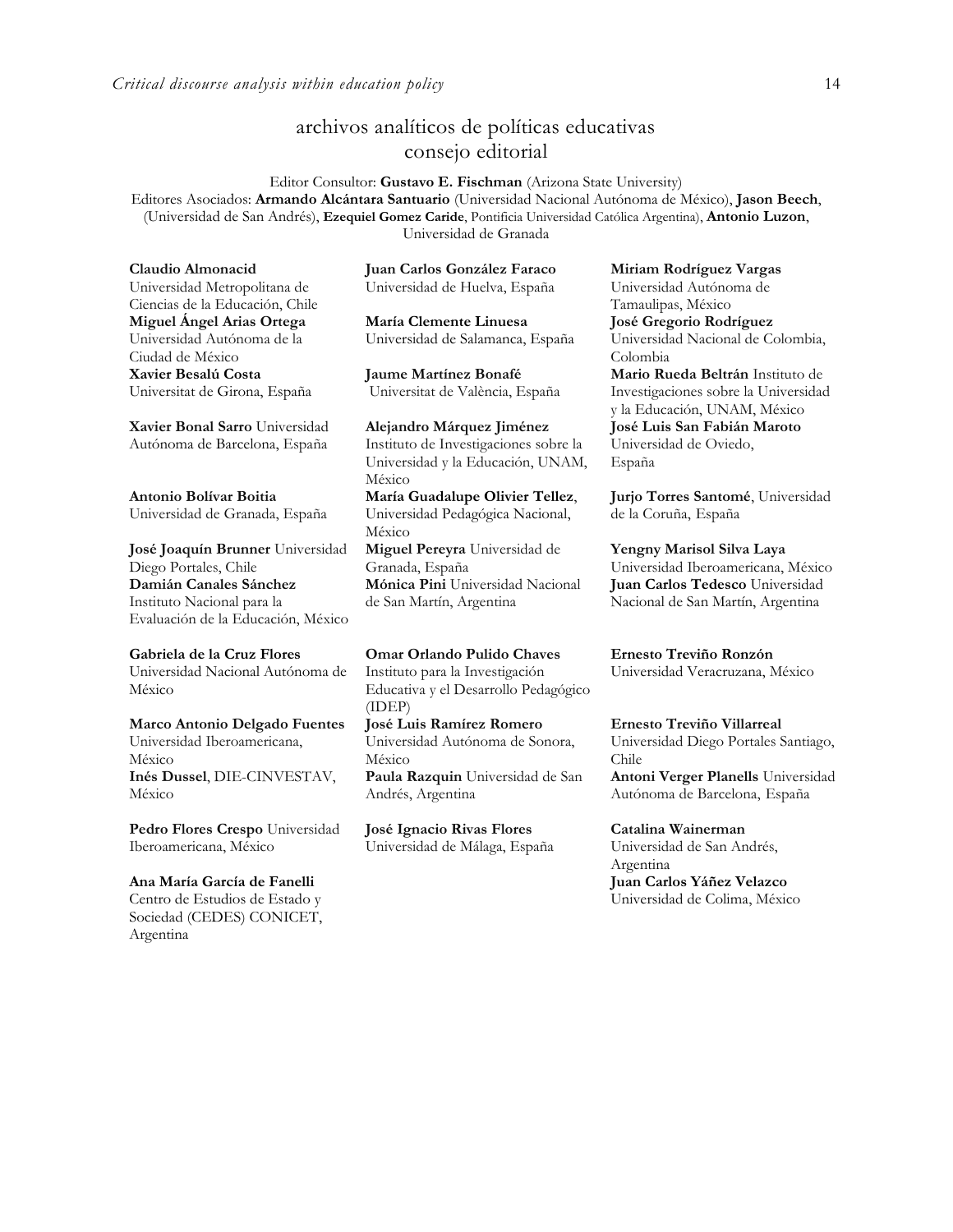## archivos analíticos de políticas educativas
## consejo editorial

Editor Consultor: **Gustavo E. Fischman** (Arizona State University)
Editores Asociados: **Armando Alcántara Santuario** (Universidad Nacional Autónoma de México), **Jason Beech**, (Universidad de San Andrés), **Ezequiel Gomez Caride**, Pontificia Universidad Católica Argentina), **Antonio Luzon**, Universidad de Granada

**Claudio Almonacid**
Universidad Metropolitana de Ciencias de la Educación, Chile

**Miguel Ángel Arias Ortega**
Universidad Autónoma de la Ciudad de México

**Xavier Besalú Costa**
Universitat de Girona, España

**Xavier Bonal Sarro** Universidad Autónoma de Barcelona, España

**Antonio Bolívar Boitia**
Universidad de Granada, España

**José Joaquín Brunner** Universidad Diego Portales, Chile

**Damián Canales Sánchez**
Instituto Nacional para la Evaluación de la Educación, México

**Gabriela de la Cruz Flores**
Universidad Nacional Autónoma de México

**Marco Antonio Delgado Fuentes**
Universidad Iberoamericana, México

**Inés Dussel**, DIE-CINVESTAV, México

**Pedro Flores Crespo** Universidad Iberoamericana, México

**Ana María García de Fanelli**
Centro de Estudios de Estado y Sociedad (CEDES) CONICET, Argentina

**Juan Carlos González Faraco**
Universidad de Huelva, España

**María Clemente Linuesa**
Universidad de Salamanca, España

**Jaume Martínez Bonafé**
Universitat de València, España

**Alejandro Márquez Jiménez**
Instituto de Investigaciones sobre la Universidad y la Educación, UNAM, México

**María Guadalupe Olivier Tellez**, Universidad Pedagógica Nacional, México

**Miguel Pereyra** Universidad de Granada, España

**Mónica Pini** Universidad Nacional de San Martín, Argentina

**Omar Orlando Pulido Chaves**
Instituto para la Investigación Educativa y el Desarrollo Pedagógico (IDEP)

**José Luis Ramírez Romero**
Universidad Autónoma de Sonora, México

**Paula Razquin** Universidad de San Andrés, Argentina

**José Ignacio Rivas Flores**
Universidad de Málaga, España

**Miriam Rodríguez Vargas**
Universidad Autónoma de Tamaulipas, México

**José Gregorio Rodríguez**
Universidad Nacional de Colombia, Colombia

**Mario Rueda Beltrán** Instituto de Investigaciones sobre la Universidad y la Educación, UNAM, México

**José Luis San Fabián Maroto**
Universidad de Oviedo, España

**Jurjo Torres Santomé**, Universidad de la Coruña, España

**Yengny Marisol Silva Laya**
Universidad Iberoamericana, México

**Juan Carlos Tedesco** Universidad Nacional de San Martín, Argentina

**Ernesto Treviño Ronzón**
Universidad Veracruzana, México

**Ernesto Treviño Villarreal**
Universidad Diego Portales Santiago, Chile

**Antoni Verger Planells** Universidad Autónoma de Barcelona, España

**Catalina Wainerman**
Universidad de San Andrés, Argentina

**Juan Carlos Yáñez Velazco**
Universidad de Colima, México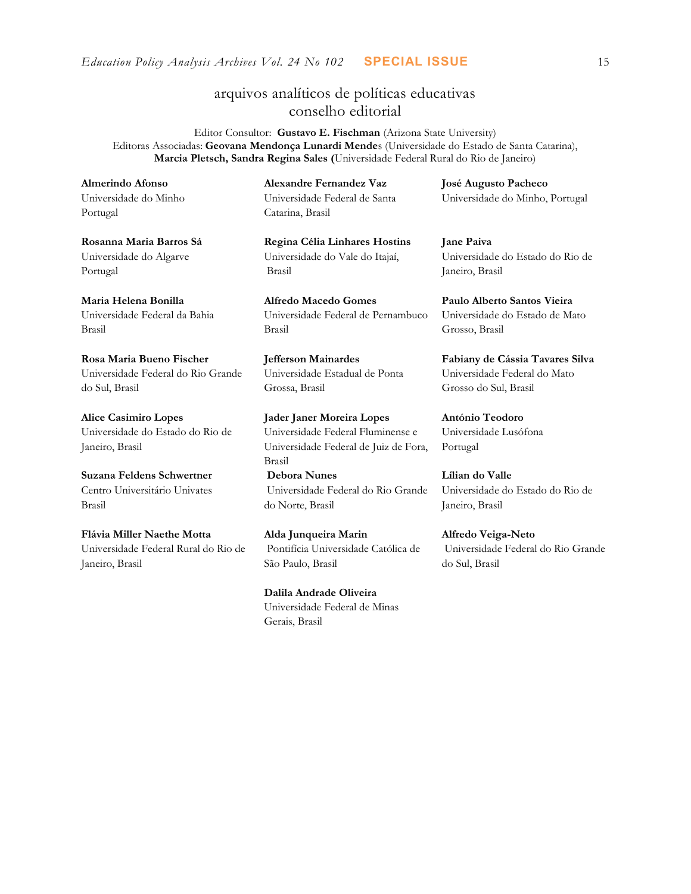# arquivos analíticos de políticas educativas
## conselho editorial

Editor Consultor: **Gustavo E. Fischman** (Arizona State University)
Editoras Associadas: **Geovana Mendonça Lunardi Mende**s (Universidade do Estado de Santa Catarina), **Marcia Pletsch, Sandra Regina Sales (**Universidade Federal Rural do Rio de Janeiro)

**Almerindo Afonso**
Universidade do Minho
Portugal

**Rosanna Maria Barros Sá**
Universidade do Algarve
Portugal

**Maria Helena Bonilla**
Universidade Federal da Bahia
Brasil

**Rosa Maria Bueno Fischer**
Universidade Federal do Rio Grande do Sul, Brasil

**Alice Casimiro Lopes**
Universidade do Estado do Rio de Janeiro, Brasil

**Suzana Feldens Schwertner**
Centro Universitário Univates
Brasil

**Flávia Miller Naethe Motta**
Universidade Federal Rural do Rio de Janeiro, Brasil

**Alexandre Fernandez Vaz**
Universidade Federal de Santa Catarina, Brasil

**Regina Célia Linhares Hostins**
Universidade do Vale do Itajaí, Brasil

**Alfredo Macedo Gomes**
Universidade Federal de Pernambuco
Brasil

**Jefferson Mainardes**
Universidade Estadual de Ponta Grossa, Brasil

**Jader Janer Moreira Lopes**
Universidade Federal Fluminense e Universidade Federal de Juiz de Fora, Brasil

**Debora Nunes**
Universidade Federal do Rio Grande do Norte, Brasil

**Alda Junqueira Marin**
Pontifícia Universidade Católica de São Paulo, Brasil

**Dalila Andrade Oliveira**
Universidade Federal de Minas Gerais, Brasil

**José Augusto Pacheco**
Universidade do Minho, Portugal

**Jane Paiva**
Universidade do Estado do Rio de Janeiro, Brasil

**Paulo Alberto Santos Vieira**
Universidade do Estado de Mato Grosso, Brasil

**Fabiany de Cássia Tavares Silva**
Universidade Federal do Mato Grosso do Sul, Brasil

**António Teodoro**
Universidade Lusófona
Portugal

**Lílian do Valle**
Universidade do Estado do Rio de Janeiro, Brasil

**Alfredo Veiga-Neto**
Universidade Federal do Rio Grande do Sul, Brasil